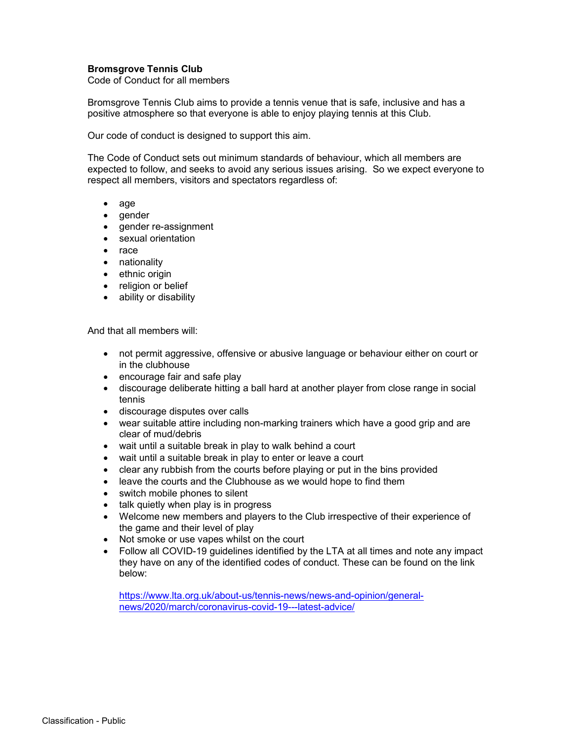**Bromsgrove Tennis Club**
Code of Conduct for all members

Bromsgrove Tennis Club aims to provide a tennis venue that is safe, inclusive and has a positive atmosphere so that everyone is able to enjoy playing tennis at this Club.

Our code of conduct is designed to support this aim.

The Code of Conduct sets out minimum standards of behaviour, which all members are expected to follow, and seeks to avoid any serious issues arising. So we expect everyone to respect all members, visitors and spectators regardless of:

- age
- gender
- gender re-assignment
- sexual orientation
- race
- nationality
- ethnic origin
- religion or belief
- ability or disability

And that all members will:

- not permit aggressive, offensive or abusive language or behaviour either on court or in the clubhouse
- encourage fair and safe play
- discourage deliberate hitting a ball hard at another player from close range in social tennis
- discourage disputes over calls
- wear suitable attire including non-marking trainers which have a good grip and are clear of mud/debris
- wait until a suitable break in play to walk behind a court
- wait until a suitable break in play to enter or leave a court
- clear any rubbish from the courts before playing or put in the bins provided
- leave the courts and the Clubhouse as we would hope to find them
- switch mobile phones to silent
- talk quietly when play is in progress
- Welcome new members and players to the Club irrespective of their experience of the game and their level of play
- Not smoke or use vapes whilst on the court
- Follow all COVID-19 guidelines identified by the LTA at all times and note any impact they have on any of the identified codes of conduct. These can be found on the link below:

  [https://www.lta.org.uk/about-us/tennis-news/news-and-opinion/general-news/2020/march/coronavirus-covid-19---latest-advice/](https://www.lta.org.uk/about-us/tennis-news/news-and-opinion/general-news/2020/march/coronavirus-covid-19---latest-advice/)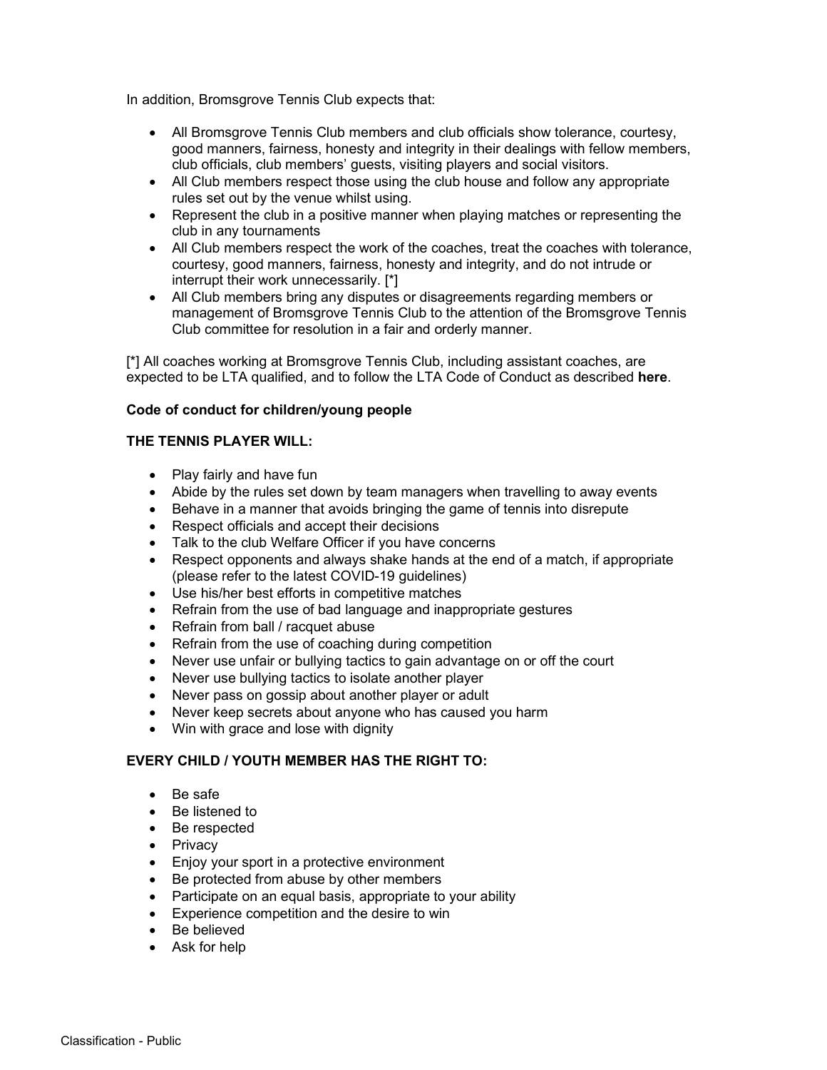In addition, Bromsgrove Tennis Club expects that:

- All Bromsgrove Tennis Club members and club officials show tolerance, courtesy, good manners, fairness, honesty and integrity in their dealings with fellow members, club officials, club members' guests, visiting players and social visitors.
- All Club members respect those using the club house and follow any appropriate rules set out by the venue whilst using.
- Represent the club in a positive manner when playing matches or representing the club in any tournaments
- All Club members respect the work of the coaches, treat the coaches with tolerance, courtesy, good manners, fairness, honesty and integrity, and do not intrude or interrupt their work unnecessarily. [*]
- All Club members bring any disputes or disagreements regarding members or management of Bromsgrove Tennis Club to the attention of the Bromsgrove Tennis Club committee for resolution in a fair and orderly manner.

[*] All coaches working at Bromsgrove Tennis Club, including assistant coaches, are expected to be LTA qualified, and to follow the LTA Code of Conduct as described **here**.

**Code of conduct for children/young people**

**THE TENNIS PLAYER WILL:**

- Play fairly and have fun
- Abide by the rules set down by team managers when travelling to away events
- Behave in a manner that avoids bringing the game of tennis into disrepute
- Respect officials and accept their decisions
- Talk to the club Welfare Officer if you have concerns
- Respect opponents and always shake hands at the end of a match, if appropriate (please refer to the latest COVID-19 guidelines)
- Use his/her best efforts in competitive matches
- Refrain from the use of bad language and inappropriate gestures
- Refrain from ball / racquet abuse
- Refrain from the use of coaching during competition
- Never use unfair or bullying tactics to gain advantage on or off the court
- Never use bullying tactics to isolate another player
- Never pass on gossip about another player or adult
- Never keep secrets about anyone who has caused you harm
- Win with grace and lose with dignity

**EVERY CHILD / YOUTH MEMBER HAS THE RIGHT TO:**

- Be safe
- Be listened to
- Be respected
- Privacy
- Enjoy your sport in a protective environment
- Be protected from abuse by other members
- Participate on an equal basis, appropriate to your ability
- Experience competition and the desire to win
- Be believed
- Ask for help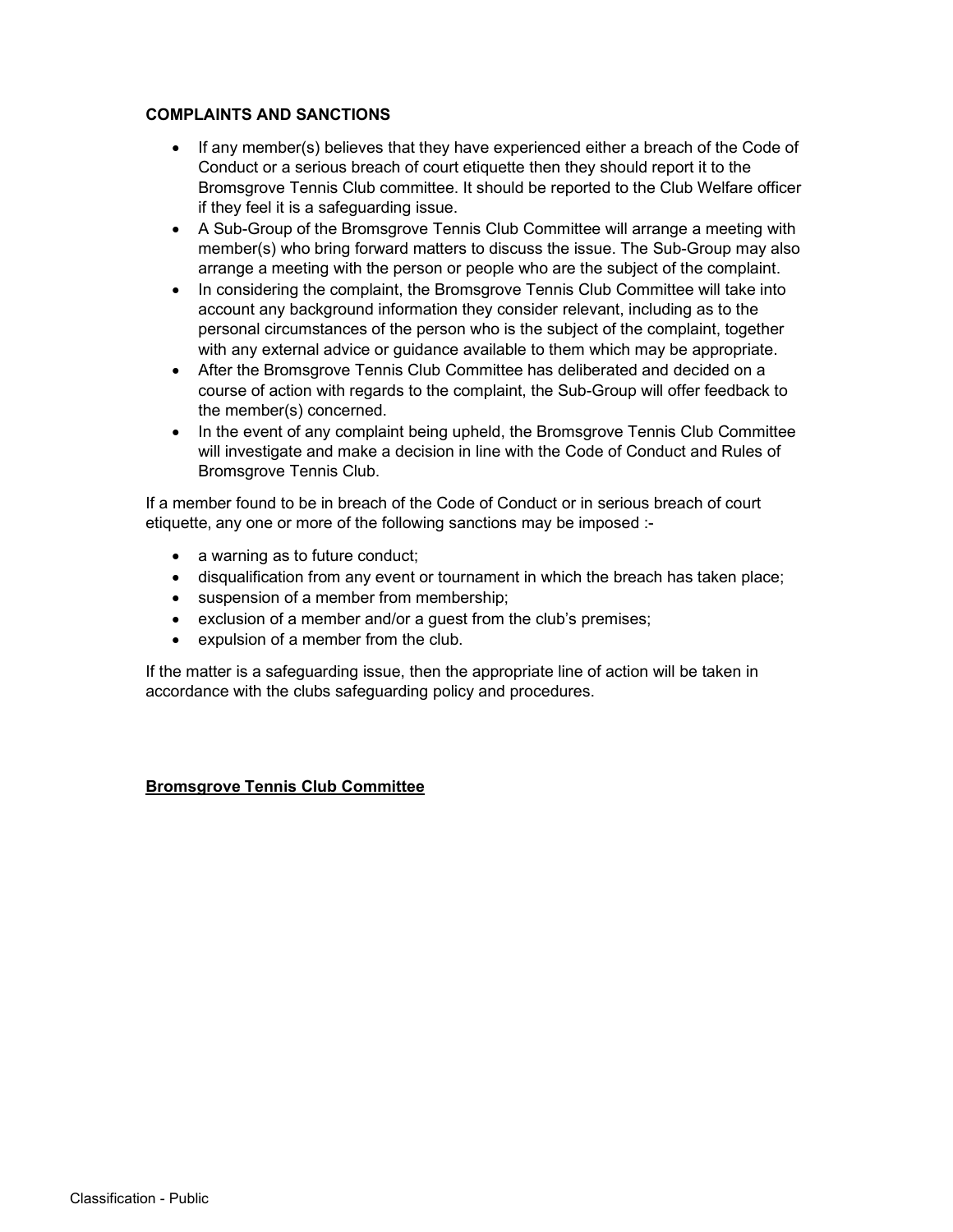**COMPLAINTS AND SANCTIONS**

- If any member(s) believes that they have experienced either a breach of the Code of Conduct or a serious breach of court etiquette then they should report it to the Bromsgrove Tennis Club committee. It should be reported to the Club Welfare officer if they feel it is a safeguarding issue.
- A Sub-Group of the Bromsgrove Tennis Club Committee will arrange a meeting with member(s) who bring forward matters to discuss the issue. The Sub-Group may also arrange a meeting with the person or people who are the subject of the complaint.
- In considering the complaint, the Bromsgrove Tennis Club Committee will take into account any background information they consider relevant, including as to the personal circumstances of the person who is the subject of the complaint, together with any external advice or guidance available to them which may be appropriate.
- After the Bromsgrove Tennis Club Committee has deliberated and decided on a course of action with regards to the complaint, the Sub-Group will offer feedback to the member(s) concerned.
- In the event of any complaint being upheld, the Bromsgrove Tennis Club Committee will investigate and make a decision in line with the Code of Conduct and Rules of Bromsgrove Tennis Club.

If a member found to be in breach of the Code of Conduct or in serious breach of court etiquette, any one or more of the following sanctions may be imposed :-

- a warning as to future conduct;
- disqualification from any event or tournament in which the breach has taken place;
- suspension of a member from membership;
- exclusion of a member and/or a guest from the club's premises;
- expulsion of a member from the club.

If the matter is a safeguarding issue, then the appropriate line of action will be taken in accordance with the clubs safeguarding policy and procedures.

<u>**Bromsgrove Tennis Club Committee**</u>

Classification - Public